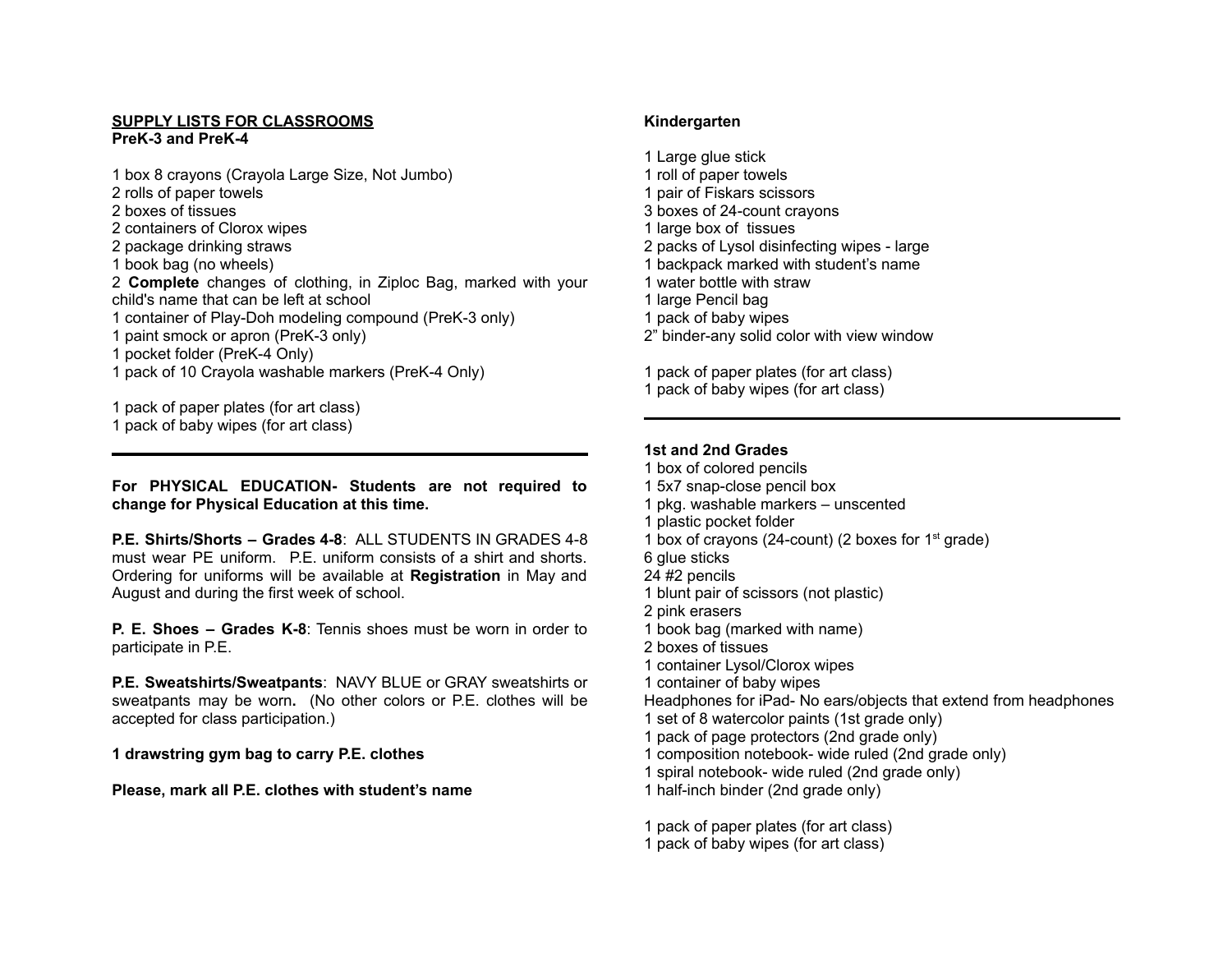**SUPPLY LISTS FOR CLASSROOMS**

**PreK-3 and PreK-4**

1 box 8 crayons (Crayola Large Size, Not Jumbo)
2 rolls of paper towels
2 boxes of tissues
2 containers of Clorox wipes
2 package drinking straws
1 book bag (no wheels)
2 **Complete** changes of clothing, in Ziploc Bag, marked with your child's name that can be left at school
1 container of Play-Doh modeling compound (PreK-3 only)
1 paint smock or apron (PreK-3 only)
1 pocket folder (PreK-4 Only)
1 pack of 10 Crayola washable markers (PreK-4 Only)

1 pack of paper plates (for art class)
1 pack of baby wipes (for art class)

---

**For PHYSICAL EDUCATION- Students are not required to change for Physical Education at this time.**

**P.E. Shirts/Shorts – Grades 4-8**: ALL STUDENTS IN GRADES 4-8 must wear PE uniform. P.E. uniform consists of a shirt and shorts. Ordering for uniforms will be available at **Registration** in May and August and during the first week of school.

**P. E. Shoes – Grades K-8**: Tennis shoes must be worn in order to participate in P.E.

**P.E. Sweatshirts/Sweatpants**: NAVY BLUE or GRAY sweatshirts or sweatpants may be worn**.** (No other colors or P.E. clothes will be accepted for class participation.)

**1 drawstring gym bag to carry P.E. clothes**

**Please, mark all P.E. clothes with student's name**

**Kindergarten**

1 Large glue stick
1 roll of paper towels
1 pair of Fiskars scissors
3 boxes of 24-count crayons
1 large box of tissues
2 packs of Lysol disinfecting wipes - large
1 backpack marked with student's name
1 water bottle with straw
1 large Pencil bag
1 pack of baby wipes
2" binder-any solid color with view window

1 pack of paper plates (for art class)
1 pack of baby wipes (for art class)

---

**1st and 2nd Grades**

1 box of colored pencils
1 5x7 snap-close pencil box
1 pkg. washable markers – unscented
1 plastic pocket folder
1 box of crayons (24-count) (2 boxes for 1st grade)
6 glue sticks
24 #2 pencils
1 blunt pair of scissors (not plastic)
2 pink erasers
1 book bag (marked with name)
2 boxes of tissues
1 container Lysol/Clorox wipes
1 container of baby wipes
Headphones for iPad- No ears/objects that extend from headphones
1 set of 8 watercolor paints (1st grade only)
1 pack of page protectors (2nd grade only)
1 composition notebook- wide ruled (2nd grade only)
1 spiral notebook- wide ruled (2nd grade only)
1 half-inch binder (2nd grade only)

1 pack of paper plates (for art class)
1 pack of baby wipes (for art class)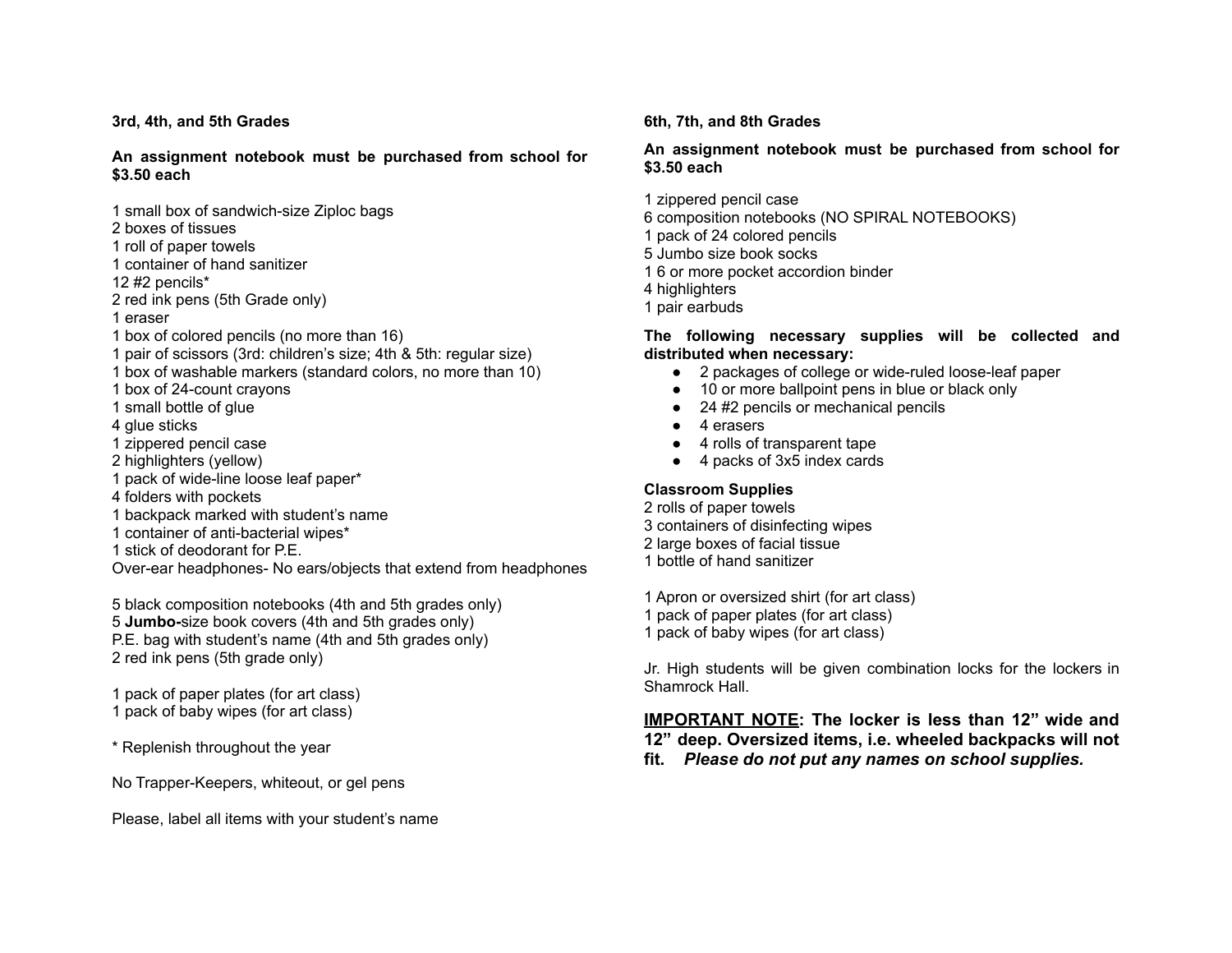**3rd, 4th, and 5th Grades**

**An assignment notebook must be purchased from school for $3.50 each**

1 small box of sandwich-size Ziploc bags
2 boxes of tissues
1 roll of paper towels
1 container of hand sanitizer
12 #2 pencils*
2 red ink pens (5th Grade only)
1 eraser
1 box of colored pencils (no more than 16)
1 pair of scissors (3rd: children's size; 4th & 5th: regular size)
1 box of washable markers (standard colors, no more than 10)
1 box of 24-count crayons
1 small bottle of glue
4 glue sticks
1 zippered pencil case
2 highlighters (yellow)
1 pack of wide-line loose leaf paper*
4 folders with pockets
1 backpack marked with student's name
1 container of anti-bacterial wipes*
1 stick of deodorant for P.E.
Over-ear headphones- No ears/objects that extend from headphones

5 black composition notebooks (4th and 5th grades only)
5 **Jumbo-**size book covers (4th and 5th grades only)
P.E. bag with student's name (4th and 5th grades only)
2 red ink pens (5th grade only)

1 pack of paper plates (for art class)
1 pack of baby wipes (for art class)

* Replenish throughout the year

No Trapper-Keepers, whiteout, or gel pens

Please, label all items with your student's name

**6th, 7th, and 8th Grades**

**An assignment notebook must be purchased from school for $3.50 each**

1 zippered pencil case
6 composition notebooks (NO SPIRAL NOTEBOOKS)
1 pack of 24 colored pencils
5 Jumbo size book socks
1 6 or more pocket accordion binder
4 highlighters
1 pair earbuds

**The following necessary supplies will be collected and distributed when necessary:**

- 2 packages of college or wide-ruled loose-leaf paper
- 10 or more ballpoint pens in blue or black only
- 24 #2 pencils or mechanical pencils
- 4 erasers
- 4 rolls of transparent tape
- 4 packs of 3x5 index cards

**Classroom Supplies**
2 rolls of paper towels
3 containers of disinfecting wipes
2 large boxes of facial tissue
1 bottle of hand sanitizer

1 Apron or oversized shirt (for art class)
1 pack of paper plates (for art class)
1 pack of baby wipes (for art class)

Jr. High students will be given combination locks for the lockers in Shamrock Hall.

**<u>IMPORTANT NOTE</u>: The locker is less than 12" wide and 12" deep. Oversized items, i.e. wheeled backpacks will not fit.** ***Please do not put any names on school supplies.***